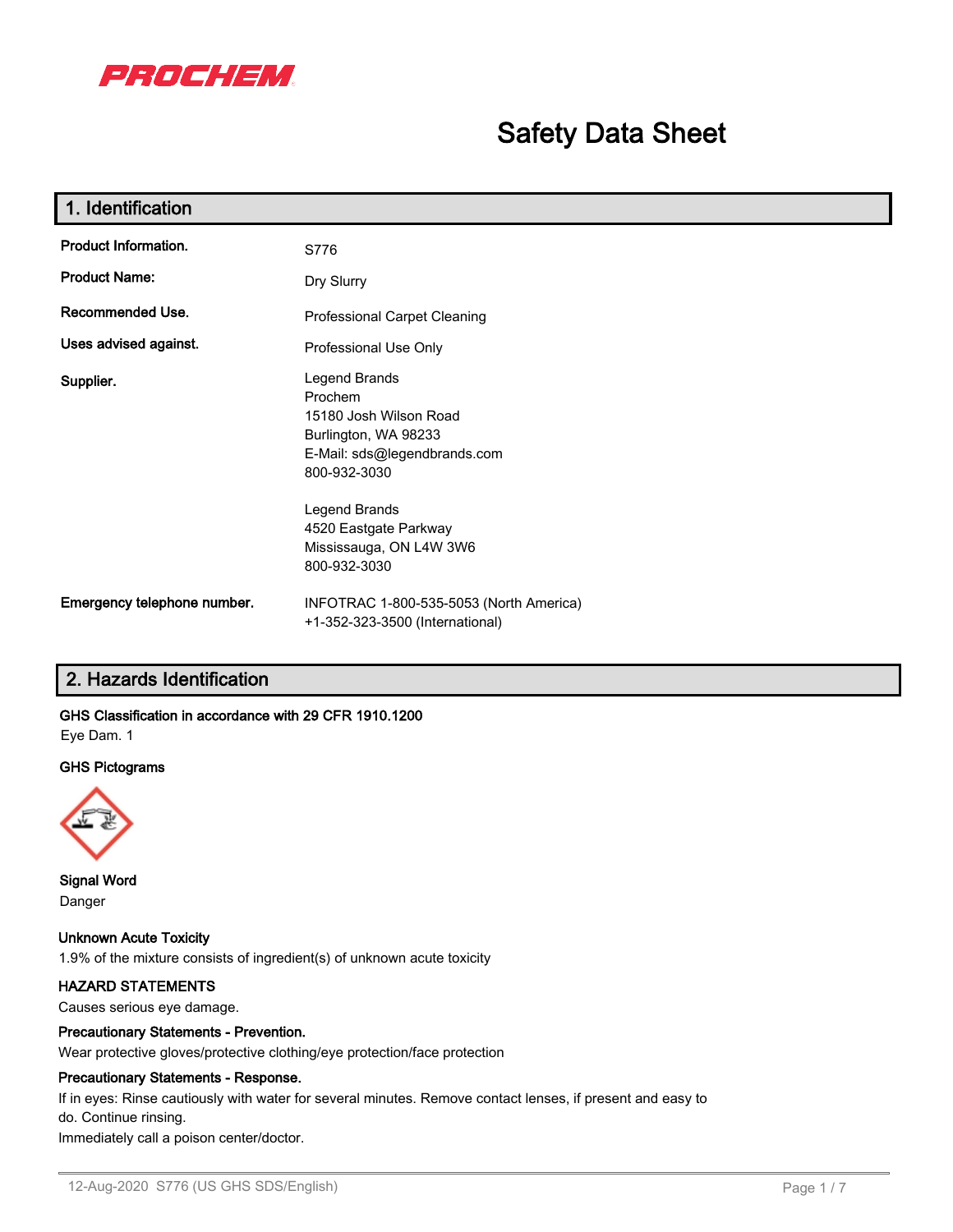PROCHEM

# Safety Data Sheet

## 1. Identification

**Product Information.** S776

**Product Name:** Dry Slurry

**Recommended Use.** Professional Carpet Cleaning

**Uses advised against.** Professional Use Only

**Supplier.**
Legend Brands
Prochem
15180 Josh Wilson Road
Burlington, WA 98233
E-Mail: sds@legendbrands.com
800-932-3030

Legend Brands
4520 Eastgate Parkway
Mississauga, ON L4W 3W6
800-932-3030

**Emergency telephone number.**
INFOTRAC 1-800-535-5053 (North America)
+1-352-323-3500 (International)

## 2. Hazards Identification

**GHS Classification in accordance with 29 CFR 1910.1200**

Eye Dam. 1

**GHS Pictograms**

**Signal Word**

Danger

**Unknown Acute Toxicity**

1.9% of the mixture consists of ingredient(s) of unknown acute toxicity

**HAZARD STATEMENTS**

Causes serious eye damage.

**Precautionary Statements - Prevention.**

Wear protective gloves/protective clothing/eye protection/face protection

**Precautionary Statements - Response.**

If in eyes: Rinse cautiously with water for several minutes. Remove contact lenses, if present and easy to do. Continue rinsing.
Immediately call a poison center/doctor.

12-Aug-2020 S776 (US GHS SDS/English)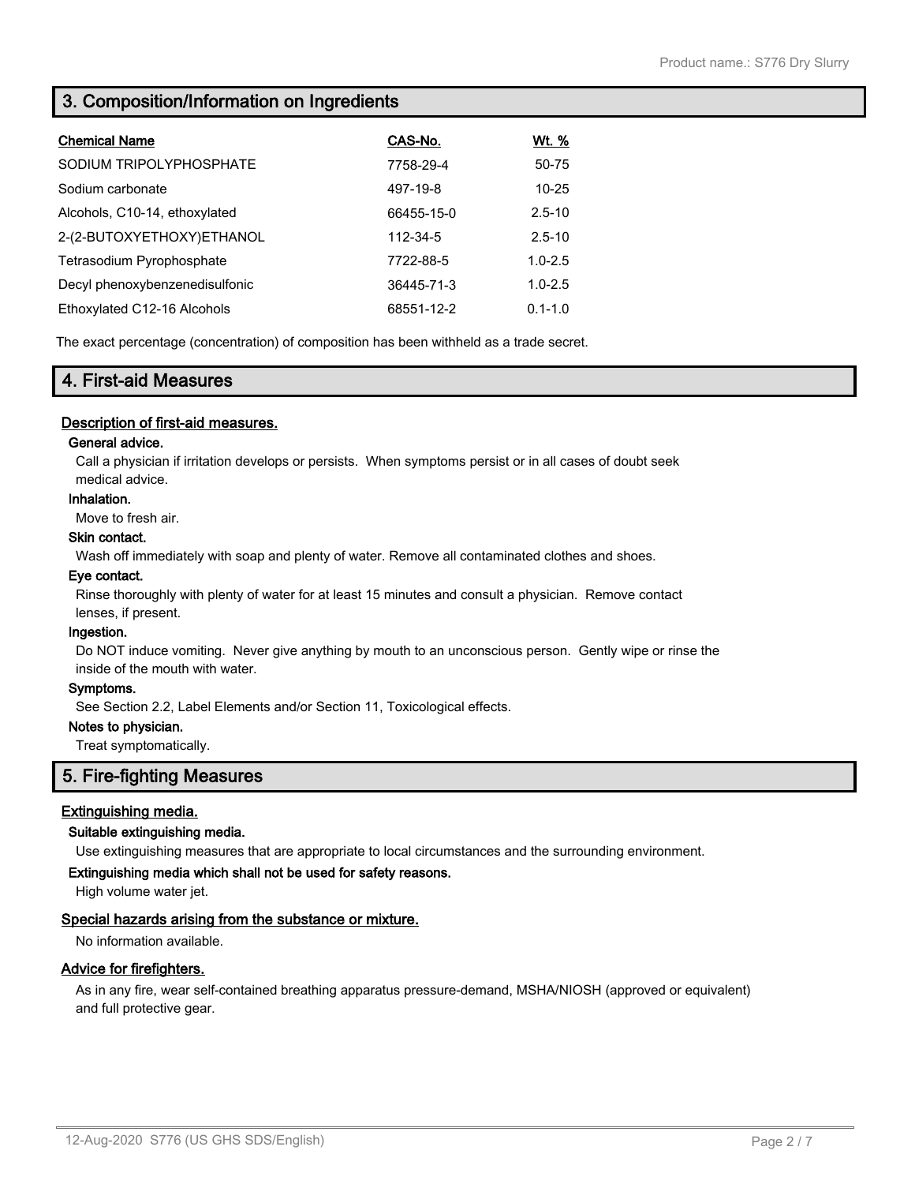## 3. Composition/Information on Ingredients

| Chemical Name | CAS-No. | Wt. % |
|---|---|---|
| SODIUM TRIPOLYPHOSPHATE | 7758-29-4 | 50-75 |
| Sodium carbonate | 497-19-8 | 10-25 |
| Alcohols, C10-14, ethoxylated | 66455-15-0 | 2.5-10 |
| 2-(2-BUTOXYETHOXY)ETHANOL | 112-34-5 | 2.5-10 |
| Tetrasodium Pyrophosphate | 7722-88-5 | 1.0-2.5 |
| Decyl phenoxybenzenedisulfonic | 36445-71-3 | 1.0-2.5 |
| Ethoxylated C12-16 Alcohols | 68551-12-2 | 0.1-1.0 |

The exact percentage (concentration) of composition has been withheld as a trade secret.

## 4. First-aid Measures

### Description of first-aid measures.

**General advice.**

Call a physician if irritation develops or persists. When symptoms persist or in all cases of doubt seek medical advice.

**Inhalation.**

Move to fresh air.

**Skin contact.**

Wash off immediately with soap and plenty of water. Remove all contaminated clothes and shoes.

**Eye contact.**

Rinse thoroughly with plenty of water for at least 15 minutes and consult a physician. Remove contact lenses, if present.

**Ingestion.**

Do NOT induce vomiting. Never give anything by mouth to an unconscious person. Gently wipe or rinse the inside of the mouth with water.

**Symptoms.**

See Section 2.2, Label Elements and/or Section 11, Toxicological effects.

**Notes to physician.**

Treat symptomatically.

## 5. Fire-fighting Measures

### Extinguishing media.

**Suitable extinguishing media.**

Use extinguishing measures that are appropriate to local circumstances and the surrounding environment.

**Extinguishing media which shall not be used for safety reasons.**

High volume water jet.

### Special hazards arising from the substance or mixture.

No information available.

### Advice for firefighters.

As in any fire, wear self-contained breathing apparatus pressure-demand, MSHA/NIOSH (approved or equivalent) and full protective gear.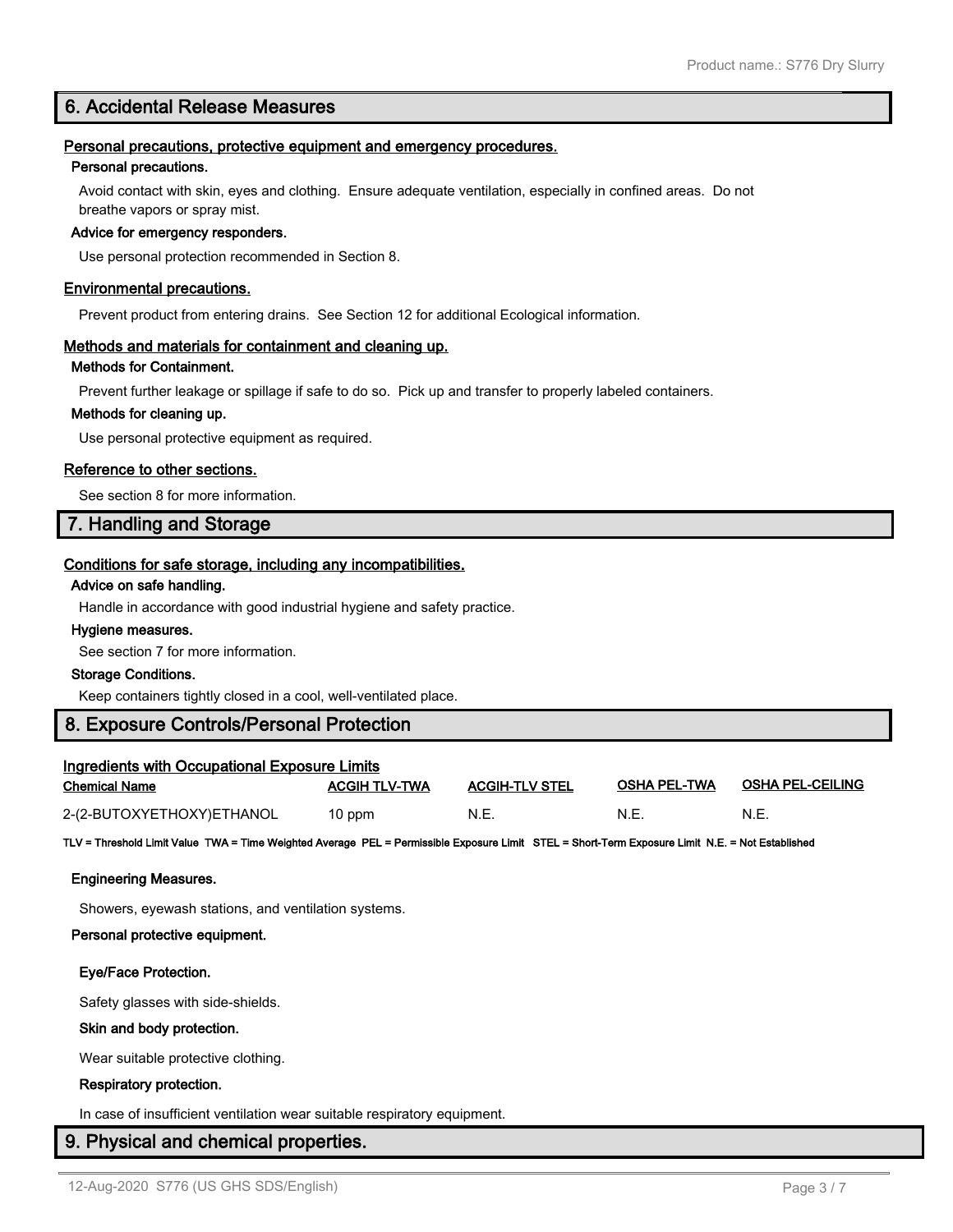## 6. Accidental Release Measures

### Personal precautions, protective equipment and emergency procedures.

**Personal precautions.**

Avoid contact with skin, eyes and clothing. Ensure adequate ventilation, especially in confined areas. Do not breathe vapors or spray mist.

**Advice for emergency responders.**

Use personal protection recommended in Section 8.

### Environmental precautions.

Prevent product from entering drains. See Section 12 for additional Ecological information.

### Methods and materials for containment and cleaning up.

**Methods for Containment.**

Prevent further leakage or spillage if safe to do so. Pick up and transfer to properly labeled containers.

**Methods for cleaning up.**

Use personal protective equipment as required.

### Reference to other sections.

See section 8 for more information.

## 7. Handling and Storage

### Conditions for safe storage, including any incompatibilities.

**Advice on safe handling.**

Handle in accordance with good industrial hygiene and safety practice.

**Hygiene measures.**

See section 7 for more information.

**Storage Conditions.**

Keep containers tightly closed in a cool, well-ventilated place.

## 8. Exposure Controls/Personal Protection

### Ingredients with Occupational Exposure Limits

| Chemical Name | ACGIH TLV-TWA | ACGIH-TLV STEL | OSHA PEL-TWA | OSHA PEL-CEILING |
|---|---|---|---|---|
| 2-(2-BUTOXYETHOXY)ETHANOL | 10 ppm | N.E. | N.E. | N.E. |

**TLV = Threshold Limit Value TWA = Time Weighted Average PEL = Permissible Exposure Limit STEL = Short-Term Exposure Limit N.E. = Not Established**

**Engineering Measures.**

Showers, eyewash stations, and ventilation systems.

**Personal protective equipment.**

**Eye/Face Protection.**

Safety glasses with side-shields.

**Skin and body protection.**

Wear suitable protective clothing.

**Respiratory protection.**

In case of insufficient ventilation wear suitable respiratory equipment.

## 9. Physical and chemical properties.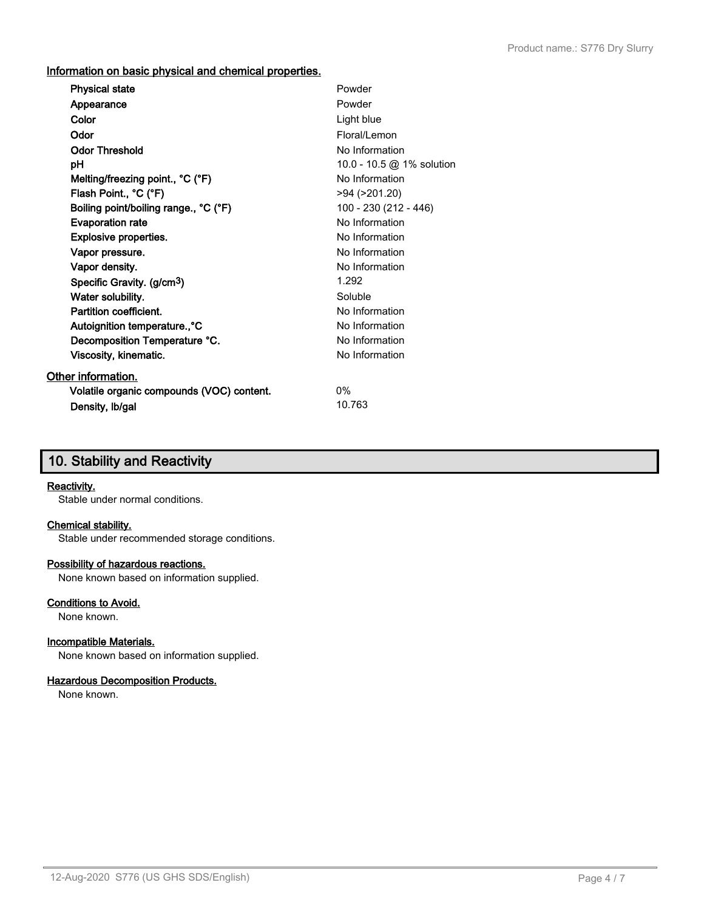### Information on basic physical and chemical properties.

| Property | Value |
| --- | --- |
| **Physical state** | Powder |
| **Appearance** | Powder |
| **Color** | Light blue |
| **Odor** | Floral/Lemon |
| **Odor Threshold** | No Information |
| **pH** | 10.0 - 10.5 @ 1% solution |
| **Melting/freezing point., °C (°F)** | No Information |
| **Flash Point., °C (°F)** | >94 (>201.20) |
| **Boiling point/boiling range., °C (°F)** | 100 - 230 (212 - 446) |
| **Evaporation rate** | No Information |
| **Explosive properties.** | No Information |
| **Vapor pressure.** | No Information |
| **Vapor density.** | No Information |
| **Specific Gravity. ($g/cm^3$)** | 1.292 |
| **Water solubility.** | Soluble |
| **Partition coefficient.** | No Information |
| **Autoignition temperature.,°C** | No Information |
| **Decomposition Temperature °C.** | No Information |
| **Viscosity, kinematic.** | No Information |

### Other information.

| Property | Value |
| --- | --- |
| **Volatile organic compounds (VOC) content.** | 0% |
| **Density, lb/gal** | 10.763 |

## 10. Stability and Reactivity

**Reactivity.**

Stable under normal conditions.

**Chemical stability.**

Stable under recommended storage conditions.

**Possibility of hazardous reactions.**

None known based on information supplied.

**Conditions to Avoid.**

None known.

**Incompatible Materials.**

None known based on information supplied.

**Hazardous Decomposition Products.**

None known.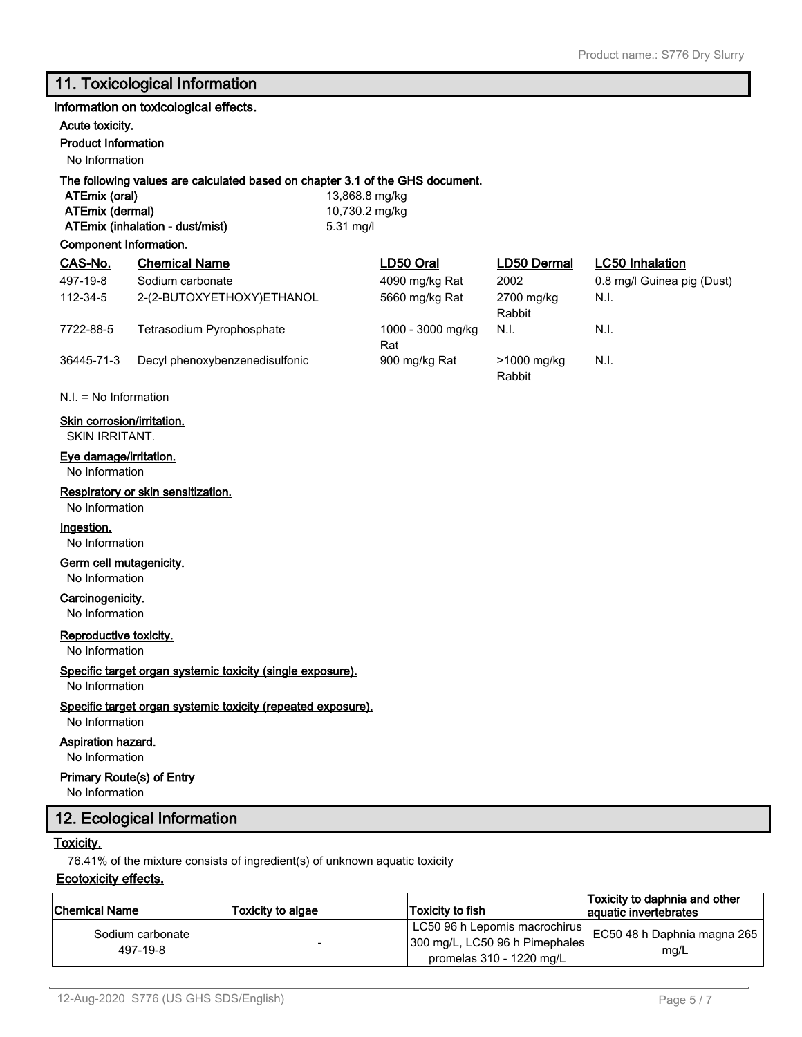## 11. Toxicological Information

### Information on toxicological effects.

**Acute toxicity.**

**Product Information**

No Information

**The following values are calculated based on chapter 3.1 of the GHS document.**

| | |
|---|---|
| **ATEmix (oral)** | 13,868.8 mg/kg |
| **ATEmix (dermal)** | 10,730.2 mg/kg |
| **ATEmix (inhalation - dust/mist)** | 5.31 mg/l |

**Component Information.**

| CAS-No. | Chemical Name | LD50 Oral | LD50 Dermal | LC50 Inhalation |
|---|---|---|---|---|
| 497-19-8 | Sodium carbonate | 4090 mg/kg Rat | 2002 | 0.8 mg/l Guinea pig (Dust) |
| 112-34-5 | 2-(2-BUTOXYETHOXY)ETHANOL | 5660 mg/kg Rat | 2700 mg/kg Rabbit | N.I. |
| 7722-88-5 | Tetrasodium Pyrophosphate | 1000 - 3000 mg/kg Rat | N.I. | N.I. |
| 36445-71-3 | Decyl phenoxybenzenedisulfonic | 900 mg/kg Rat | >1000 mg/kg Rabbit | N.I. |

N.I. = No Information

**Skin corrosion/irritation.**

SKIN IRRITANT.

**Eye damage/irritation.**

No Information

**Respiratory or skin sensitization.**

No Information

**Ingestion.**

No Information

**Germ cell mutagenicity.**

No Information

**Carcinogenicity.**

No Information

**Reproductive toxicity.**

No Information

**Specific target organ systemic toxicity (single exposure).**

No Information

**Specific target organ systemic toxicity (repeated exposure).**

No Information

**Aspiration hazard.**

No Information

**Primary Route(s) of Entry**

No Information

## 12. Ecological Information

**Toxicity.**

76.41% of the mixture consists of ingredient(s) of unknown aquatic toxicity

**Ecotoxicity effects.**

| Chemical Name | Toxicity to algae | Toxicity to fish | Toxicity to daphnia and other aquatic invertebrates |
|---|---|---|---|
| Sodium carbonate 497-19-8 | - | LC50 96 h Lepomis macrochirus 300 mg/L, LC50 96 h Pimephales promelas 310 - 1220 mg/L | EC50 48 h Daphnia magna 265 mg/L |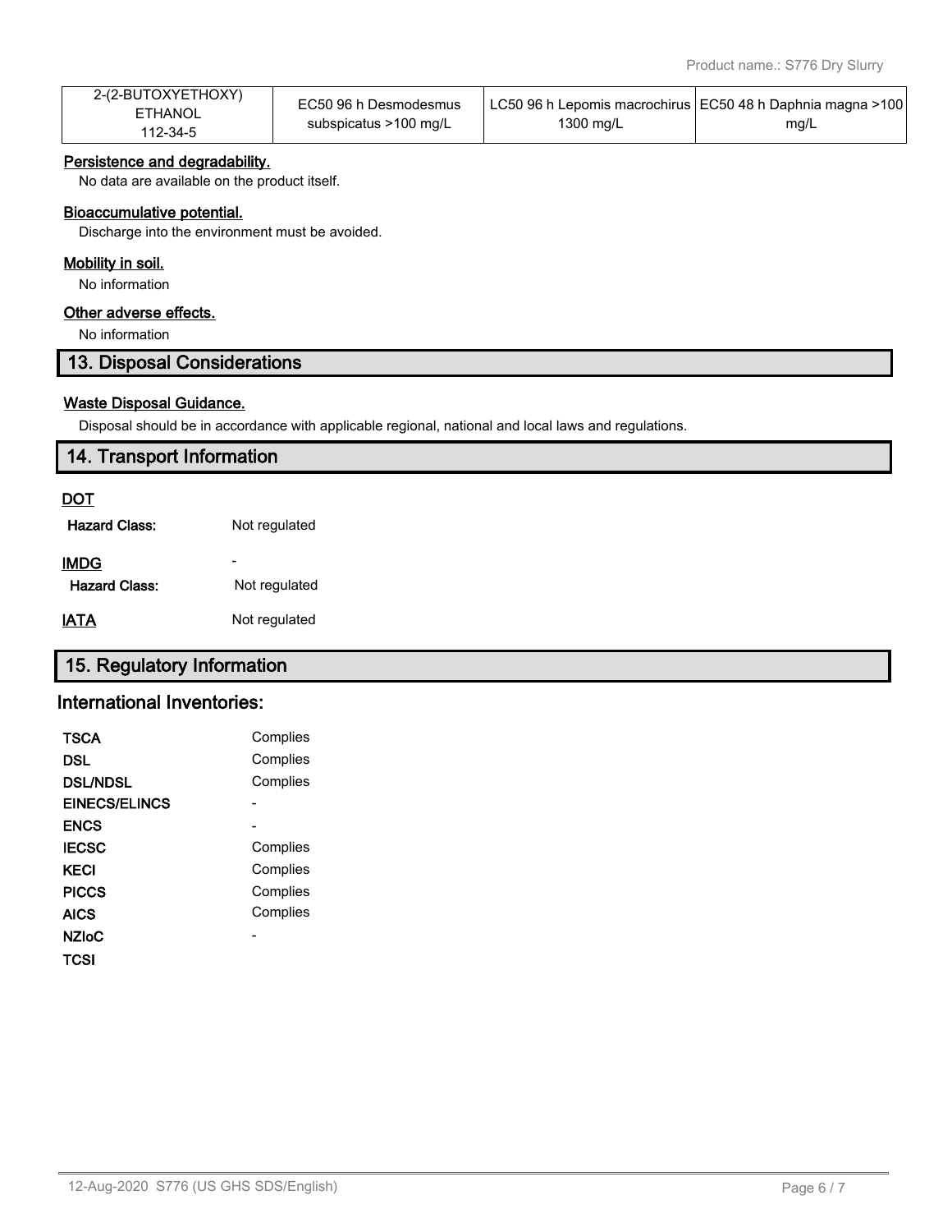| 2-(2-BUTOXYETHOXY) ETHANOL 112-34-5 | EC50 96 h Desmodesmus subspicatus >100 mg/L | LC50 96 h Lepomis macrochirus 1300 mg/L | EC50 48 h Daphnia magna >100 mg/L |
|---|---|---|---|

**Persistence and degradability.**

No data are available on the product itself.

**Bioaccumulative potential.**

Discharge into the environment must be avoided.

**Mobility in soil.**

No information

**Other adverse effects.**

No information

## 13. Disposal Considerations

**Waste Disposal Guidance.**

Disposal should be in accordance with applicable regional, national and local laws and regulations.

## 14. Transport Information

**DOT**

**Hazard Class:** Not regulated

**IMDG** -

**Hazard Class:** Not regulated

**IATA** Not regulated

## 15. Regulatory Information

### International Inventories:

| | |
|---|---|
| **TSCA** | Complies |
| **DSL** | Complies |
| **DSL/NDSL** | Complies |
| **EINECS/ELINCS** | - |
| **ENCS** | - |
| **IECSC** | Complies |
| **KECI** | Complies |
| **PICCS** | Complies |
| **AICS** | Complies |
| **NZIoC** | - |
| **TCSI** | |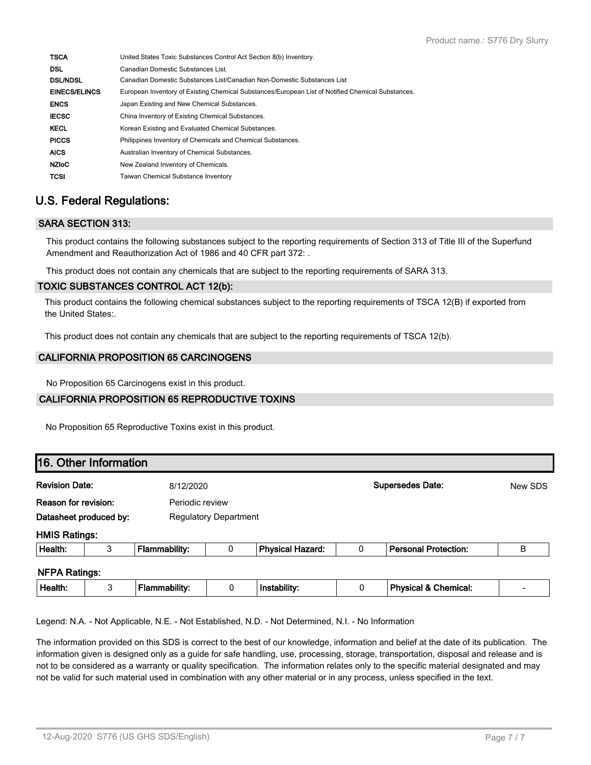| | |
|---|---|
| **TSCA** | United States Toxic Substances Control Act Section 8(b) Inventory. |
| **DSL** | Canadian Domestic Substances List. |
| **DSL/NDSL** | Canadian Domestic Substances List/Canadian Non-Domestic Substances List |
| **EINECS/ELINCS** | European Inventory of Existing Chemical Substances/European List of Notified Chemical Substances. |
| **ENCS** | Japan Existing and New Chemical Substances. |
| **IECSC** | China Inventory of Existing Chemical Substances. |
| **KECL** | Korean Existing and Evaluated Chemical Substances. |
| **PICCS** | Philippines Inventory of Chemicals and Chemical Substances. |
| **AICS** | Australian Inventory of Chemical Substances. |
| **NZIoC** | New Zealand Inventory of Chemicals. |
| **TCSI** | Taiwan Chemical Substance Inventory |

## U.S. Federal Regulations:

### SARA SECTION 313:

This product contains the following substances subject to the reporting requirements of Section 313 of Title III of the Superfund Amendment and Reauthorization Act of 1986 and 40 CFR part 372: .

This product does not contain any chemicals that are subject to the reporting requirements of SARA 313.

### TOXIC SUBSTANCES CONTROL ACT 12(b):

This product contains the following chemical substances subject to the reporting requirements of TSCA 12(B) if exported from the United States:.

This product does not contain any chemicals that are subject to the reporting requirements of TSCA 12(b).

### CALIFORNIA PROPOSITION 65 CARCINOGENS

No Proposition 65 Carcinogens exist in this product.

### CALIFORNIA PROPOSITION 65 REPRODUCTIVE TOXINS

No Proposition 65 Reproductive Toxins exist in this product.

## 16. Other Information

**Revision Date:** 8/12/2020 **Supersedes Date:** New SDS

**Reason for revision:** Periodic review

**Datasheet produced by:** Regulatory Department

**HMIS Ratings:**

| | | | | | | | |
|---|---|---|---|---|---|---|---|
| **Health:** | 3 | **Flammability:** | 0 | **Physical Hazard:** | 0 | **Personal Protection:** | B |

**NFPA Ratings:**

| | | | | | | | |
|---|---|---|---|---|---|---|---|
| **Health:** | 3 | **Flammability:** | 0 | **Instability:** | 0 | **Physical & Chemical:** | - |

Legend: N.A. - Not Applicable, N.E. - Not Established, N.D. - Not Determined, N.I. - No Information

The information provided on this SDS is correct to the best of our knowledge, information and belief at the date of its publication. The information given is designed only as a guide for safe handling, use, processing, storage, transportation, disposal and release and is not to be considered as a warranty or quality specification. The information relates only to the specific material designated and may not be valid for such material used in combination with any other material or in any process, unless specified in the text.